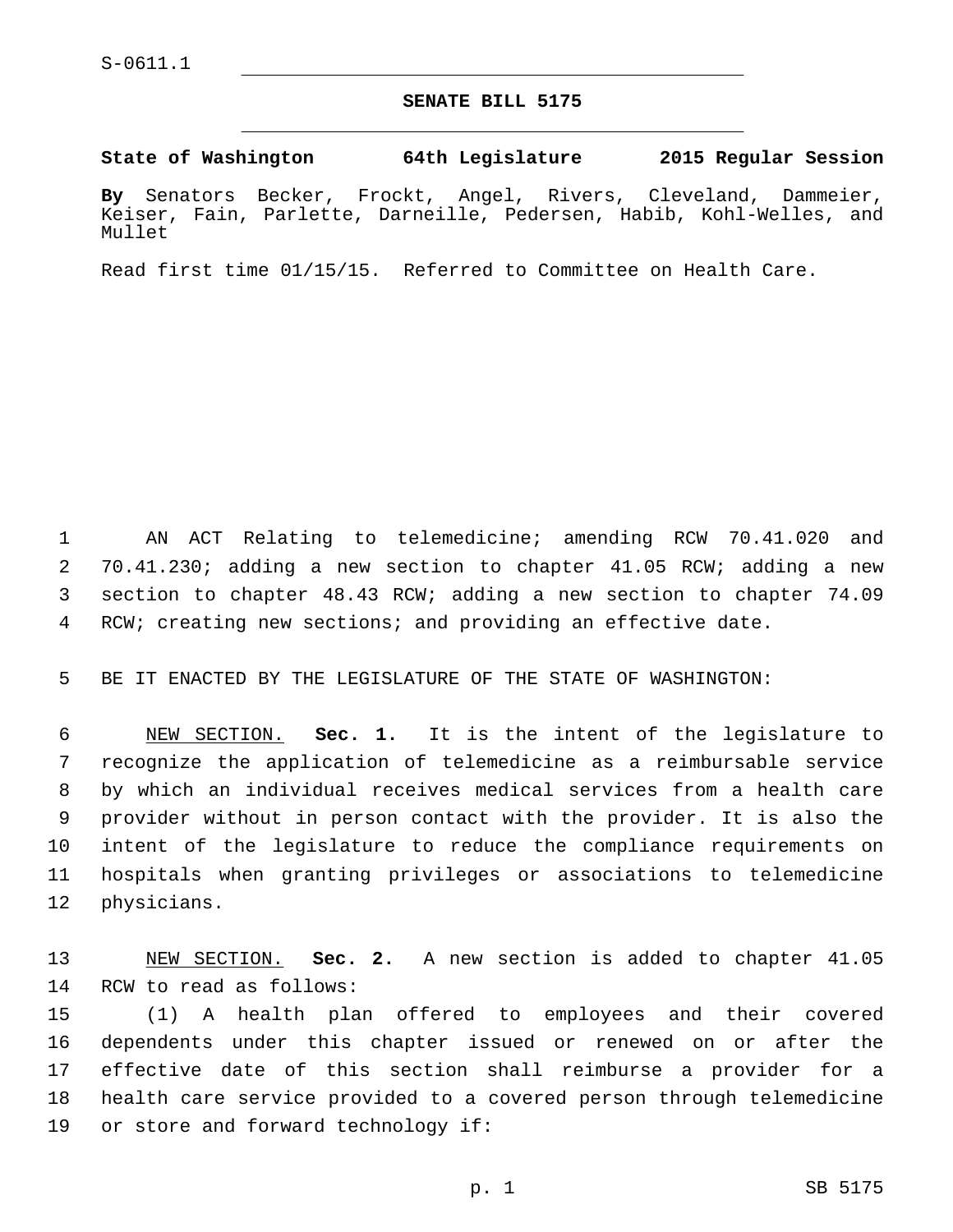S-0611.1

# SENATE BILL 5175

**State of Washington 64th Legislature 2015 Regular Session**

**By** Senators Becker, Frockt, Angel, Rivers, Cleveland, Dammeier, Keiser, Fain, Parlette, Darneille, Pedersen, Habib, Kohl-Welles, and Mullet

Read first time 01/15/15. Referred to Committee on Health Care.

AN ACT Relating to telemedicine; amending RCW 70.41.020 and 70.41.230; adding a new section to chapter 41.05 RCW; adding a new section to chapter 48.43 RCW; adding a new section to chapter 74.09 RCW; creating new sections; and providing an effective date.

BE IT ENACTED BY THE LEGISLATURE OF THE STATE OF WASHINGTON:

NEW SECTION. **Sec. 1.** It is the intent of the legislature to recognize the application of telemedicine as a reimbursable service by which an individual receives medical services from a health care provider without in person contact with the provider. It is also the intent of the legislature to reduce the compliance requirements on hospitals when granting privileges or associations to telemedicine physicians.

NEW SECTION. **Sec. 2.** A new section is added to chapter 41.05 RCW to read as follows:

(1) A health plan offered to employees and their covered dependents under this chapter issued or renewed on or after the effective date of this section shall reimburse a provider for a health care service provided to a covered person through telemedicine or store and forward technology if: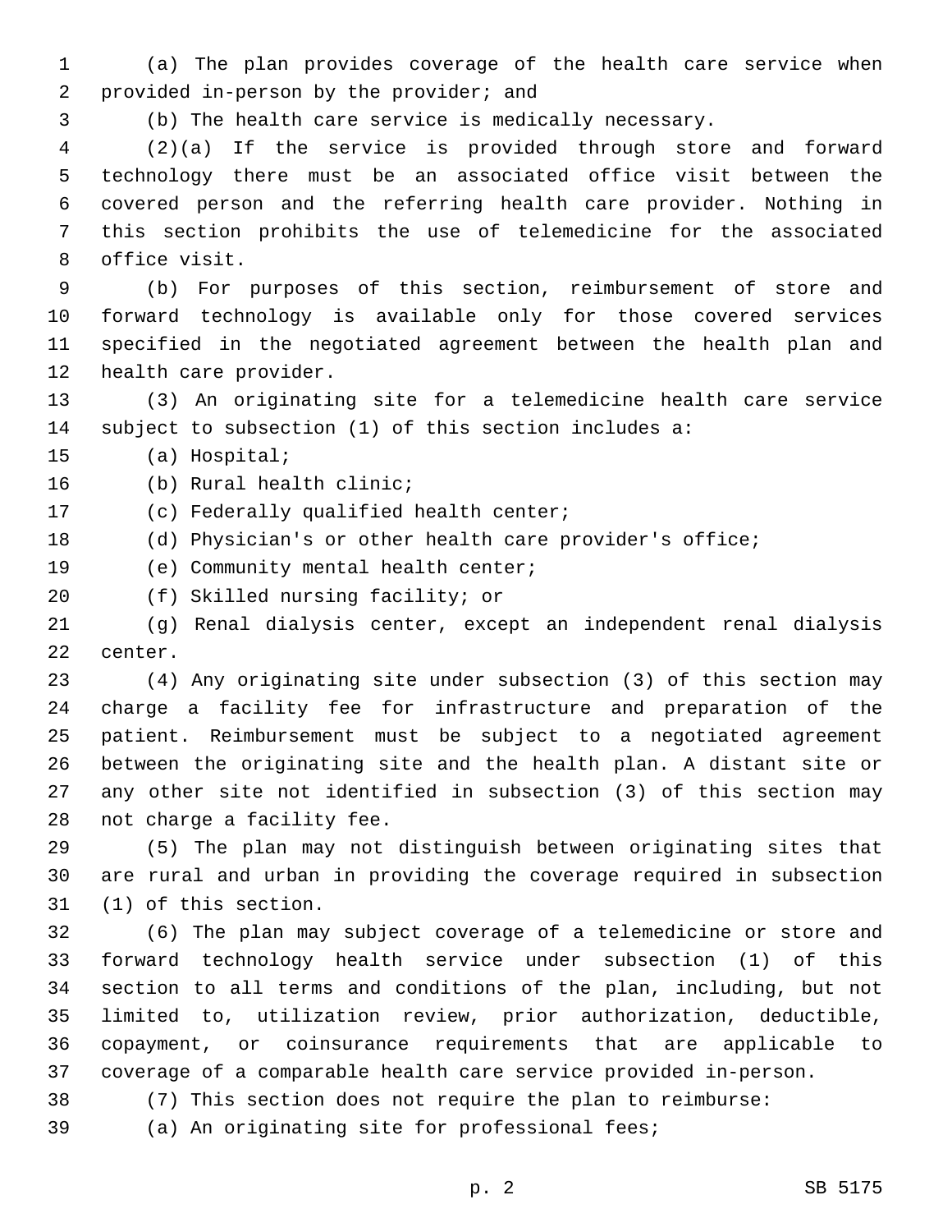(a) The plan provides coverage of the health care service when provided in-person by the provider; and

(b) The health care service is medically necessary.

(2)(a) If the service is provided through store and forward technology there must be an associated office visit between the covered person and the referring health care provider. Nothing in this section prohibits the use of telemedicine for the associated office visit.

(b) For purposes of this section, reimbursement of store and forward technology is available only for those covered services specified in the negotiated agreement between the health plan and health care provider.

(3) An originating site for a telemedicine health care service subject to subsection (1) of this section includes a:

(a) Hospital;

(b) Rural health clinic;

(c) Federally qualified health center;

(d) Physician's or other health care provider's office;

(e) Community mental health center;

(f) Skilled nursing facility; or

(g) Renal dialysis center, except an independent renal dialysis center.

(4) Any originating site under subsection (3) of this section may charge a facility fee for infrastructure and preparation of the patient. Reimbursement must be subject to a negotiated agreement between the originating site and the health plan. A distant site or any other site not identified in subsection (3) of this section may not charge a facility fee.

(5) The plan may not distinguish between originating sites that are rural and urban in providing the coverage required in subsection (1) of this section.

(6) The plan may subject coverage of a telemedicine or store and forward technology health service under subsection (1) of this section to all terms and conditions of the plan, including, but not limited to, utilization review, prior authorization, deductible, copayment, or coinsurance requirements that are applicable to coverage of a comparable health care service provided in-person.

(7) This section does not require the plan to reimburse:

(a) An originating site for professional fees;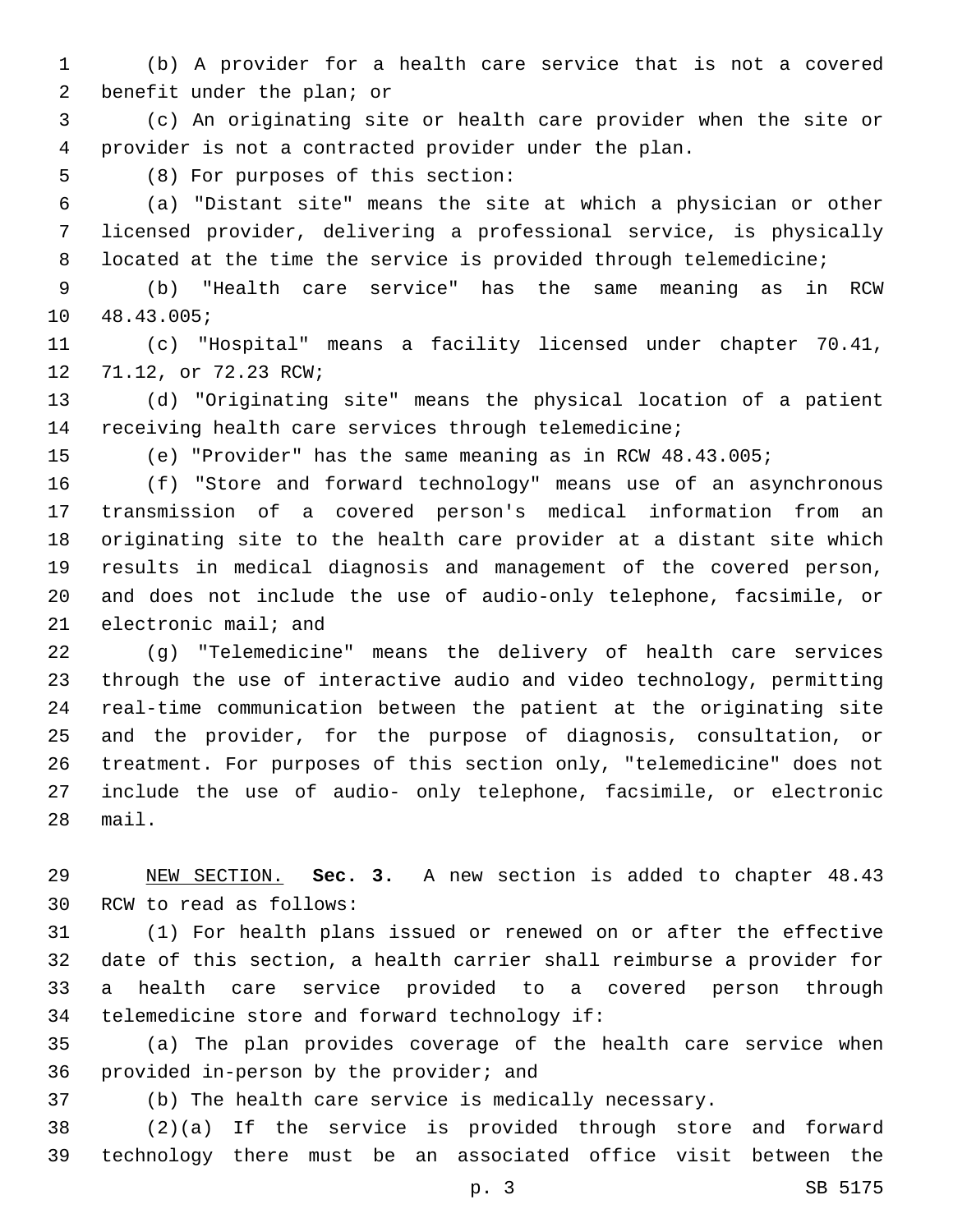(b) A provider for a health care service that is not a covered benefit under the plan; or

(c) An originating site or health care provider when the site or provider is not a contracted provider under the plan.

(8) For purposes of this section:

(a) "Distant site" means the site at which a physician or other licensed provider, delivering a professional service, is physically located at the time the service is provided through telemedicine;

(b) "Health care service" has the same meaning as in RCW 48.43.005;

(c) "Hospital" means a facility licensed under chapter 70.41, 71.12, or 72.23 RCW;

(d) "Originating site" means the physical location of a patient receiving health care services through telemedicine;

(e) "Provider" has the same meaning as in RCW 48.43.005;

(f) "Store and forward technology" means use of an asynchronous transmission of a covered person's medical information from an originating site to the health care provider at a distant site which results in medical diagnosis and management of the covered person, and does not include the use of audio-only telephone, facsimile, or electronic mail; and

(g) "Telemedicine" means the delivery of health care services through the use of interactive audio and video technology, permitting real-time communication between the patient at the originating site and the provider, for the purpose of diagnosis, consultation, or treatment. For purposes of this section only, "telemedicine" does not include the use of audio- only telephone, facsimile, or electronic mail.

NEW SECTION. **Sec. 3.** A new section is added to chapter 48.43 RCW to read as follows:

(1) For health plans issued or renewed on or after the effective date of this section, a health carrier shall reimburse a provider for a health care service provided to a covered person through telemedicine store and forward technology if:

(a) The plan provides coverage of the health care service when provided in-person by the provider; and

(b) The health care service is medically necessary.

(2)(a) If the service is provided through store and forward technology there must be an associated office visit between the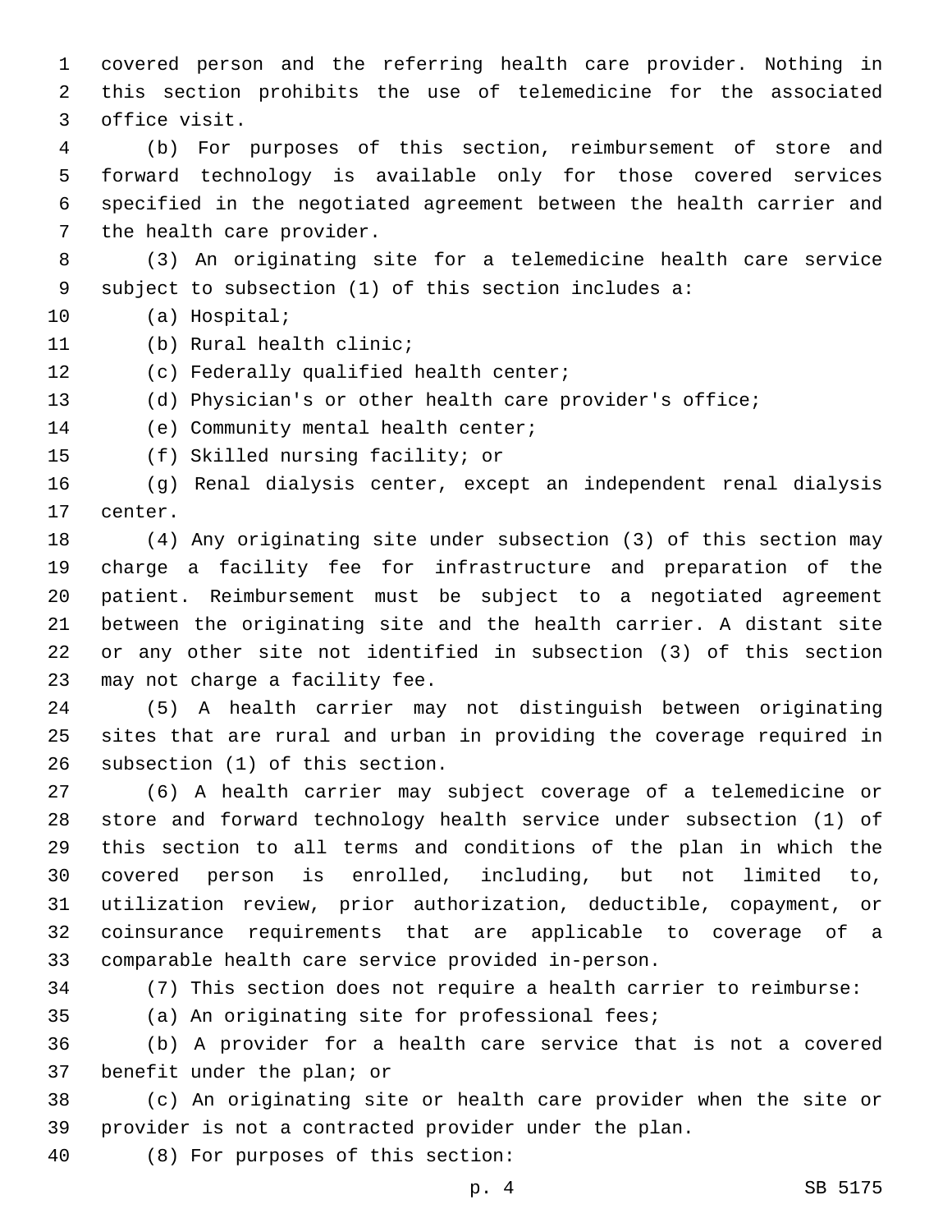covered person and the referring health care provider. Nothing in this section prohibits the use of telemedicine for the associated office visit.

(b) For purposes of this section, reimbursement of store and forward technology is available only for those covered services specified in the negotiated agreement between the health carrier and the health care provider.

(3) An originating site for a telemedicine health care service subject to subsection (1) of this section includes a:

(a) Hospital;

(b) Rural health clinic;

(c) Federally qualified health center;

(d) Physician's or other health care provider's office;

(e) Community mental health center;

(f) Skilled nursing facility; or

(g) Renal dialysis center, except an independent renal dialysis center.

(4) Any originating site under subsection (3) of this section may charge a facility fee for infrastructure and preparation of the patient. Reimbursement must be subject to a negotiated agreement between the originating site and the health carrier. A distant site or any other site not identified in subsection (3) of this section may not charge a facility fee.

(5) A health carrier may not distinguish between originating sites that are rural and urban in providing the coverage required in subsection (1) of this section.

(6) A health carrier may subject coverage of a telemedicine or store and forward technology health service under subsection (1) of this section to all terms and conditions of the plan in which the covered person is enrolled, including, but not limited to, utilization review, prior authorization, deductible, copayment, or coinsurance requirements that are applicable to coverage of a comparable health care service provided in-person.

(7) This section does not require a health carrier to reimburse:

(a) An originating site for professional fees;

(b) A provider for a health care service that is not a covered benefit under the plan; or

(c) An originating site or health care provider when the site or provider is not a contracted provider under the plan.

(8) For purposes of this section: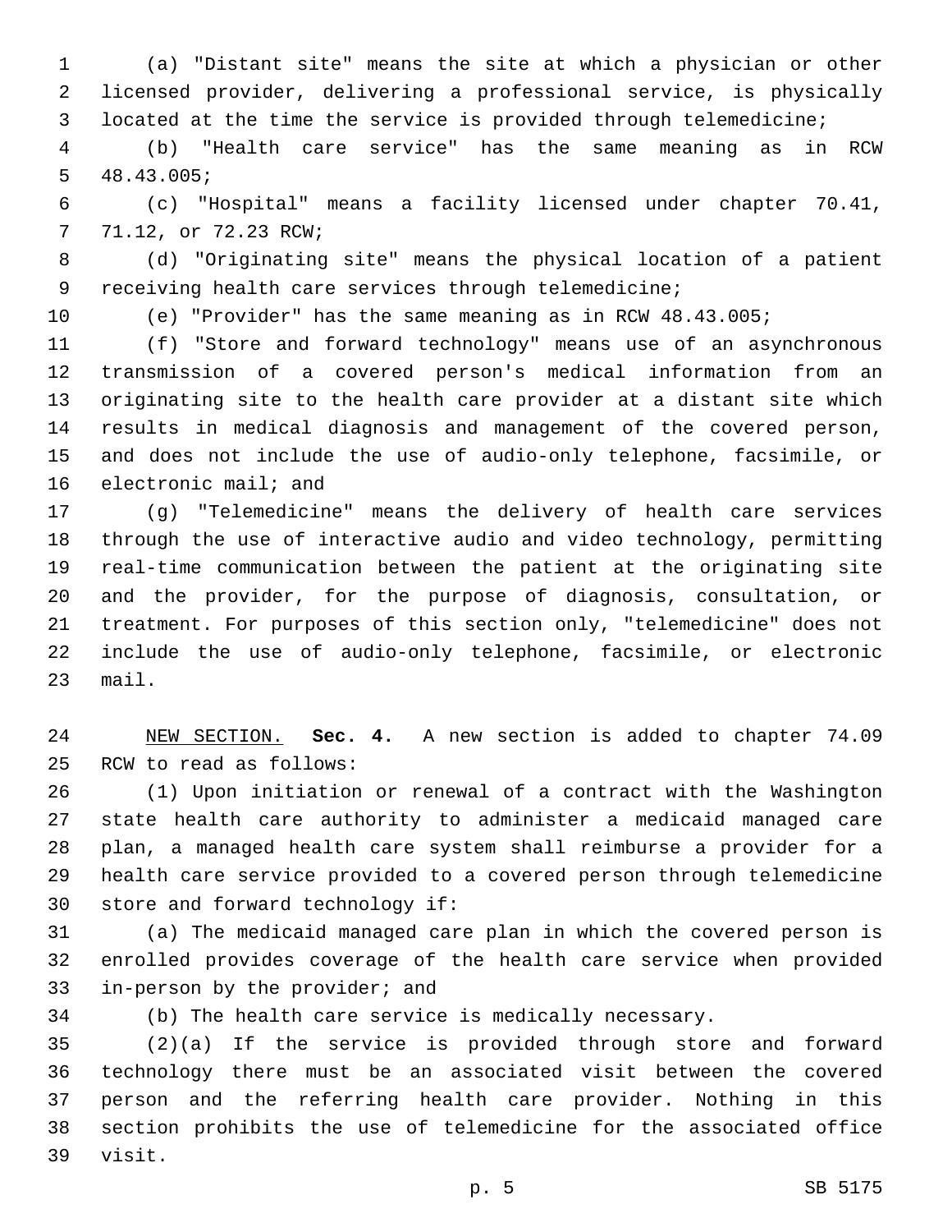(a) "Distant site" means the site at which a physician or other licensed provider, delivering a professional service, is physically located at the time the service is provided through telemedicine;

(b) "Health care service" has the same meaning as in RCW 48.43.005;

(c) "Hospital" means a facility licensed under chapter 70.41, 71.12, or 72.23 RCW;

(d) "Originating site" means the physical location of a patient receiving health care services through telemedicine;

(e) "Provider" has the same meaning as in RCW 48.43.005;

(f) "Store and forward technology" means use of an asynchronous transmission of a covered person's medical information from an originating site to the health care provider at a distant site which results in medical diagnosis and management of the covered person, and does not include the use of audio-only telephone, facsimile, or electronic mail; and

(g) "Telemedicine" means the delivery of health care services through the use of interactive audio and video technology, permitting real-time communication between the patient at the originating site and the provider, for the purpose of diagnosis, consultation, or treatment. For purposes of this section only, "telemedicine" does not include the use of audio-only telephone, facsimile, or electronic mail.

NEW SECTION. **Sec. 4.** A new section is added to chapter 74.09 RCW to read as follows:

(1) Upon initiation or renewal of a contract with the Washington state health care authority to administer a medicaid managed care plan, a managed health care system shall reimburse a provider for a health care service provided to a covered person through telemedicine store and forward technology if:

(a) The medicaid managed care plan in which the covered person is enrolled provides coverage of the health care service when provided in-person by the provider; and

(b) The health care service is medically necessary.

(2)(a) If the service is provided through store and forward technology there must be an associated visit between the covered person and the referring health care provider. Nothing in this section prohibits the use of telemedicine for the associated office visit.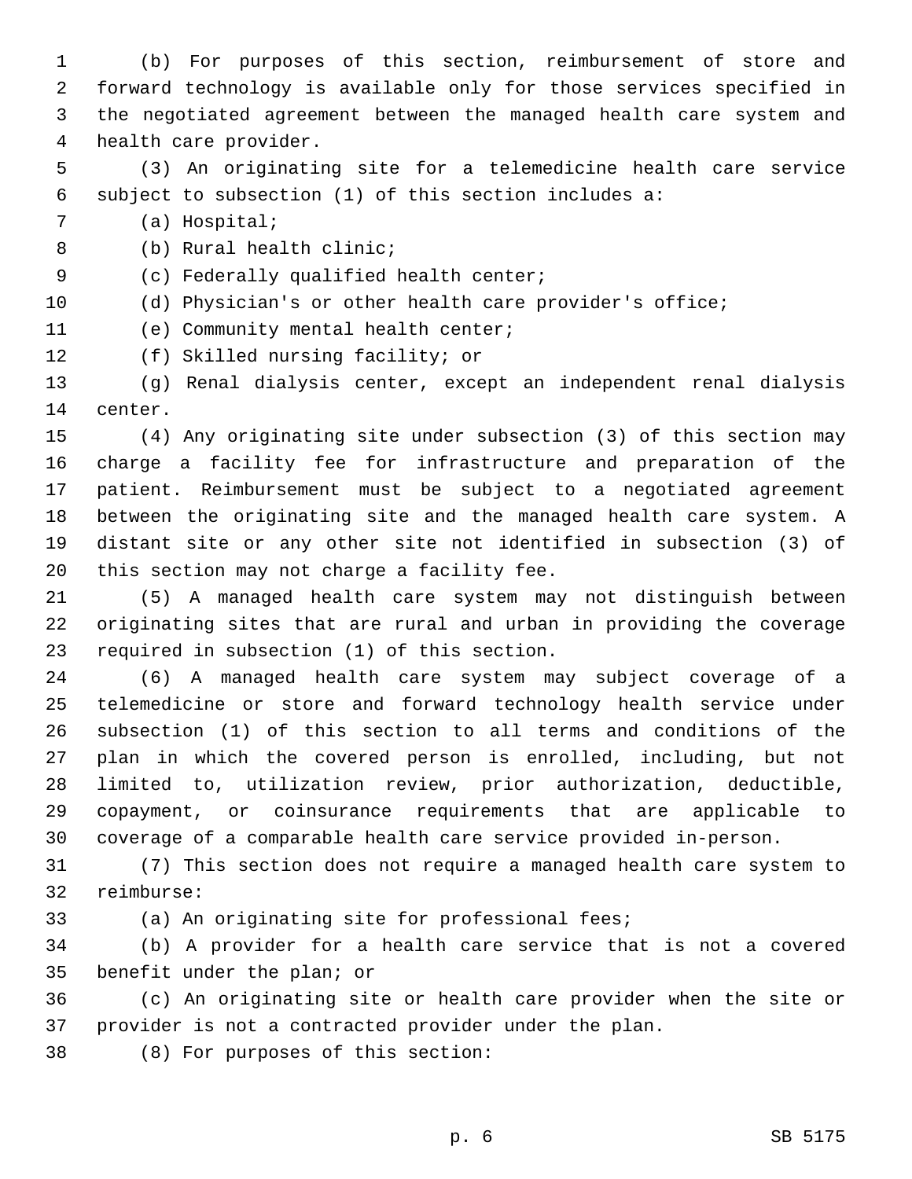(b) For purposes of this section, reimbursement of store and forward technology is available only for those services specified in the negotiated agreement between the managed health care system and health care provider.

(3) An originating site for a telemedicine health care service subject to subsection (1) of this section includes a:

(a) Hospital;

(b) Rural health clinic;

(c) Federally qualified health center;

(d) Physician's or other health care provider's office;

(e) Community mental health center;

(f) Skilled nursing facility; or

(g) Renal dialysis center, except an independent renal dialysis center.

(4) Any originating site under subsection (3) of this section may charge a facility fee for infrastructure and preparation of the patient. Reimbursement must be subject to a negotiated agreement between the originating site and the managed health care system. A distant site or any other site not identified in subsection (3) of this section may not charge a facility fee.

(5) A managed health care system may not distinguish between originating sites that are rural and urban in providing the coverage required in subsection (1) of this section.

(6) A managed health care system may subject coverage of a telemedicine or store and forward technology health service under subsection (1) of this section to all terms and conditions of the plan in which the covered person is enrolled, including, but not limited to, utilization review, prior authorization, deductible, copayment, or coinsurance requirements that are applicable to coverage of a comparable health care service provided in-person.

(7) This section does not require a managed health care system to reimburse:

(a) An originating site for professional fees;

(b) A provider for a health care service that is not a covered benefit under the plan; or

(c) An originating site or health care provider when the site or provider is not a contracted provider under the plan.

(8) For purposes of this section: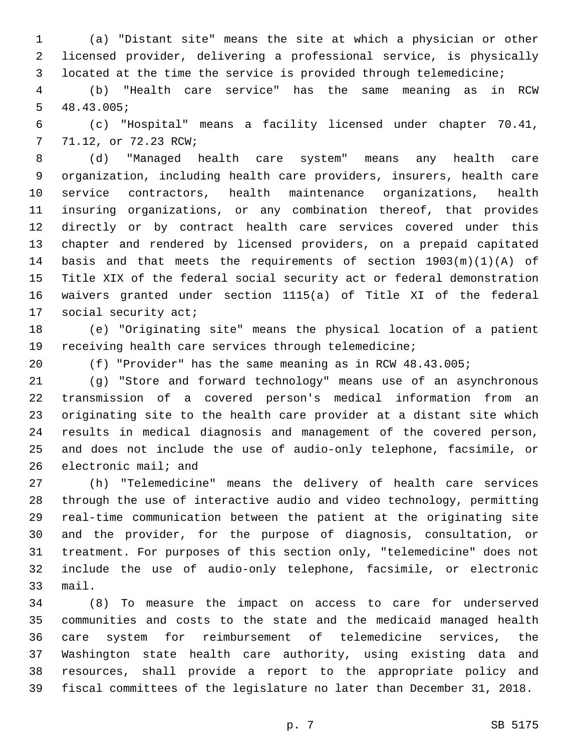(a) "Distant site" means the site at which a physician or other licensed provider, delivering a professional service, is physically located at the time the service is provided through telemedicine;

(b) "Health care service" has the same meaning as in RCW 48.43.005;

(c) "Hospital" means a facility licensed under chapter 70.41, 71.12, or 72.23 RCW;

(d) "Managed health care system" means any health care organization, including health care providers, insurers, health care service contractors, health maintenance organizations, health insuring organizations, or any combination thereof, that provides directly or by contract health care services covered under this chapter and rendered by licensed providers, on a prepaid capitated basis and that meets the requirements of section 1903(m)(1)(A) of Title XIX of the federal social security act or federal demonstration waivers granted under section 1115(a) of Title XI of the federal social security act;

(e) "Originating site" means the physical location of a patient receiving health care services through telemedicine;

(f) "Provider" has the same meaning as in RCW 48.43.005;

(g) "Store and forward technology" means use of an asynchronous transmission of a covered person's medical information from an originating site to the health care provider at a distant site which results in medical diagnosis and management of the covered person, and does not include the use of audio-only telephone, facsimile, or electronic mail; and

(h) "Telemedicine" means the delivery of health care services through the use of interactive audio and video technology, permitting real-time communication between the patient at the originating site and the provider, for the purpose of diagnosis, consultation, or treatment. For purposes of this section only, "telemedicine" does not include the use of audio-only telephone, facsimile, or electronic mail.

(8) To measure the impact on access to care for underserved communities and costs to the state and the medicaid managed health care system for reimbursement of telemedicine services, the Washington state health care authority, using existing data and resources, shall provide a report to the appropriate policy and fiscal committees of the legislature no later than December 31, 2018.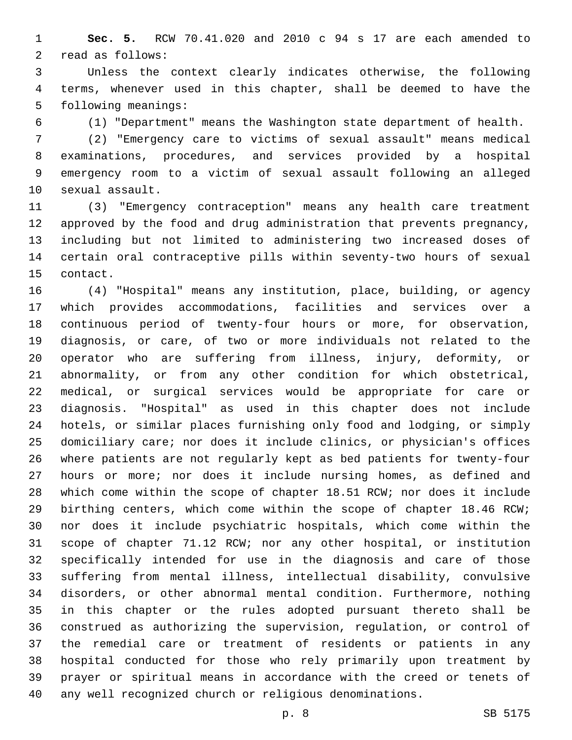**Sec. 5.** RCW 70.41.020 and 2010 c 94 s 17 are each amended to read as follows:

Unless the context clearly indicates otherwise, the following terms, whenever used in this chapter, shall be deemed to have the following meanings:

(1) "Department" means the Washington state department of health.

(2) "Emergency care to victims of sexual assault" means medical examinations, procedures, and services provided by a hospital emergency room to a victim of sexual assault following an alleged sexual assault.

(3) "Emergency contraception" means any health care treatment approved by the food and drug administration that prevents pregnancy, including but not limited to administering two increased doses of certain oral contraceptive pills within seventy-two hours of sexual contact.

(4) "Hospital" means any institution, place, building, or agency which provides accommodations, facilities and services over a continuous period of twenty-four hours or more, for observation, diagnosis, or care, of two or more individuals not related to the operator who are suffering from illness, injury, deformity, or abnormality, or from any other condition for which obstetrical, medical, or surgical services would be appropriate for care or diagnosis. "Hospital" as used in this chapter does not include hotels, or similar places furnishing only food and lodging, or simply domiciliary care; nor does it include clinics, or physician's offices where patients are not regularly kept as bed patients for twenty-four hours or more; nor does it include nursing homes, as defined and which come within the scope of chapter 18.51 RCW; nor does it include birthing centers, which come within the scope of chapter 18.46 RCW; nor does it include psychiatric hospitals, which come within the scope of chapter 71.12 RCW; nor any other hospital, or institution specifically intended for use in the diagnosis and care of those suffering from mental illness, intellectual disability, convulsive disorders, or other abnormal mental condition. Furthermore, nothing in this chapter or the rules adopted pursuant thereto shall be construed as authorizing the supervision, regulation, or control of the remedial care or treatment of residents or patients in any hospital conducted for those who rely primarily upon treatment by prayer or spiritual means in accordance with the creed or tenets of any well recognized church or religious denominations.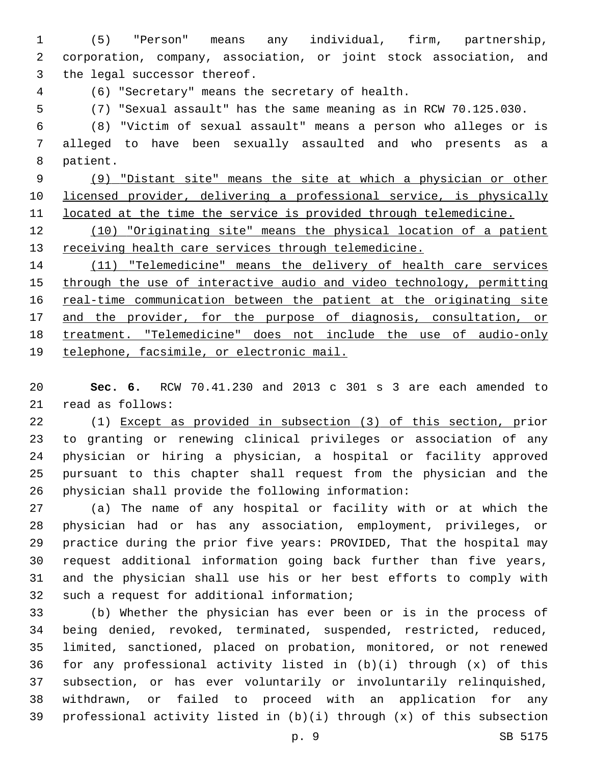(5) "Person" means any individual, firm, partnership, corporation, company, association, or joint stock association, and the legal successor thereof.

(6) "Secretary" means the secretary of health.

(7) "Sexual assault" has the same meaning as in RCW 70.125.030.

(8) "Victim of sexual assault" means a person who alleges or is alleged to have been sexually assaulted and who presents as a patient.

(9) "Distant site" means the site at which a physician or other licensed provider, delivering a professional service, is physically located at the time the service is provided through telemedicine.

(10) "Originating site" means the physical location of a patient receiving health care services through telemedicine.

(11) "Telemedicine" means the delivery of health care services through the use of interactive audio and video technology, permitting real-time communication between the patient at the originating site and the provider, for the purpose of diagnosis, consultation, or treatment. "Telemedicine" does not include the use of audio-only telephone, facsimile, or electronic mail.

**Sec. 6.** RCW 70.41.230 and 2013 c 301 s 3 are each amended to read as follows:

(1) Except as provided in subsection (3) of this section, prior to granting or renewing clinical privileges or association of any physician or hiring a physician, a hospital or facility approved pursuant to this chapter shall request from the physician and the physician shall provide the following information:

(a) The name of any hospital or facility with or at which the physician had or has any association, employment, privileges, or practice during the prior five years: PROVIDED, That the hospital may request additional information going back further than five years, and the physician shall use his or her best efforts to comply with such a request for additional information;

(b) Whether the physician has ever been or is in the process of being denied, revoked, terminated, suspended, restricted, reduced, limited, sanctioned, placed on probation, monitored, or not renewed for any professional activity listed in (b)(i) through (x) of this subsection, or has ever voluntarily or involuntarily relinquished, withdrawn, or failed to proceed with an application for any professional activity listed in (b)(i) through (x) of this subsection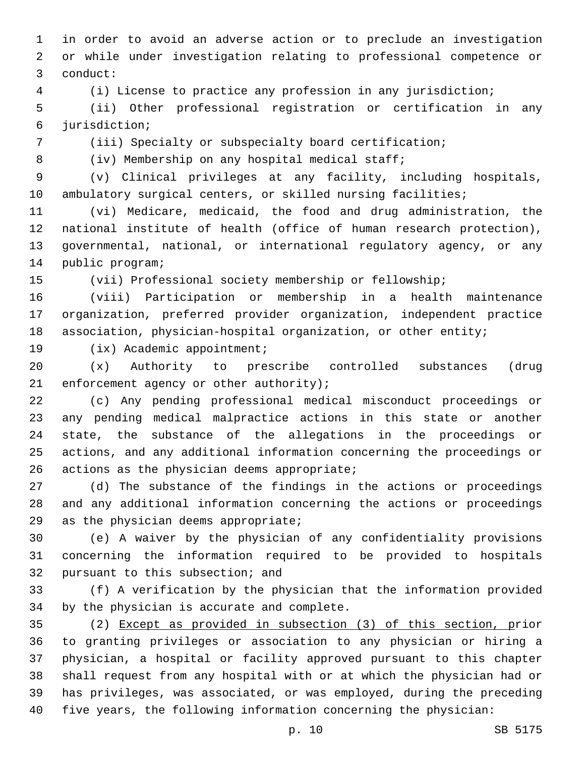in order to avoid an adverse action or to preclude an investigation or while under investigation relating to professional competence or conduct:

(i) License to practice any profession in any jurisdiction;

(ii) Other professional registration or certification in any jurisdiction;

(iii) Specialty or subspecialty board certification;

(iv) Membership on any hospital medical staff;

(v) Clinical privileges at any facility, including hospitals, ambulatory surgical centers, or skilled nursing facilities;

(vi) Medicare, medicaid, the food and drug administration, the national institute of health (office of human research protection), governmental, national, or international regulatory agency, or any public program;

(vii) Professional society membership or fellowship;

(viii) Participation or membership in a health maintenance organization, preferred provider organization, independent practice association, physician-hospital organization, or other entity;

(ix) Academic appointment;

(x) Authority to prescribe controlled substances (drug enforcement agency or other authority);

(c) Any pending professional medical misconduct proceedings or any pending medical malpractice actions in this state or another state, the substance of the allegations in the proceedings or actions, and any additional information concerning the proceedings or actions as the physician deems appropriate;

(d) The substance of the findings in the actions or proceedings and any additional information concerning the actions or proceedings as the physician deems appropriate;

(e) A waiver by the physician of any confidentiality provisions concerning the information required to be provided to hospitals pursuant to this subsection; and

(f) A verification by the physician that the information provided by the physician is accurate and complete.

(2) Except as provided in subsection (3) of this section, prior to granting privileges or association to any physician or hiring a physician, a hospital or facility approved pursuant to this chapter shall request from any hospital with or at which the physician had or has privileges, was associated, or was employed, during the preceding five years, the following information concerning the physician: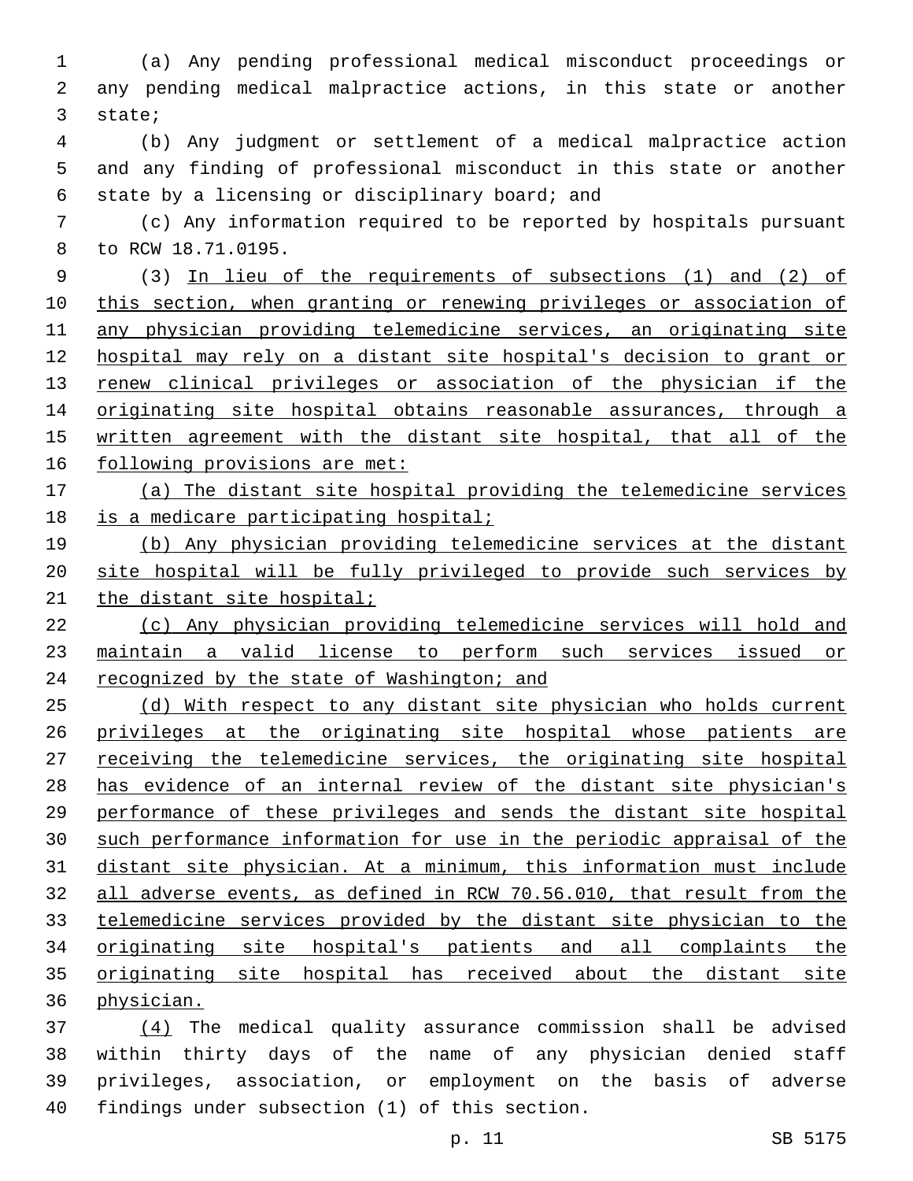(a) Any pending professional medical misconduct proceedings or any pending medical malpractice actions, in this state or another state;

(b) Any judgment or settlement of a medical malpractice action and any finding of professional misconduct in this state or another state by a licensing or disciplinary board; and

(c) Any information required to be reported by hospitals pursuant to RCW 18.71.0195.

(3) <u>In lieu of the requirements of subsections (1) and (2) of this section, when granting or renewing privileges or association of any physician providing telemedicine services, an originating site hospital may rely on a distant site hospital's decision to grant or renew clinical privileges or association of the physician if the originating site hospital obtains reasonable assurances, through a written agreement with the distant site hospital, that all of the following provisions are met:</u>

<u>(a) The distant site hospital providing the telemedicine services is a medicare participating hospital;</u>

<u>(b) Any physician providing telemedicine services at the distant site hospital will be fully privileged to provide such services by the distant site hospital;</u>

<u>(c) Any physician providing telemedicine services will hold and maintain a valid license to perform such services issued or recognized by the state of Washington; and</u>

<u>(d) With respect to any distant site physician who holds current privileges at the originating site hospital whose patients are receiving the telemedicine services, the originating site hospital has evidence of an internal review of the distant site physician's performance of these privileges and sends the distant site hospital such performance information for use in the periodic appraisal of the distant site physician. At a minimum, this information must include all adverse events, as defined in RCW 70.56.010, that result from the telemedicine services provided by the distant site physician to the originating site hospital's patients and all complaints the originating site hospital has received about the distant site physician.</u>

<u>(4)</u> The medical quality assurance commission shall be advised within thirty days of the name of any physician denied staff privileges, association, or employment on the basis of adverse findings under subsection (1) of this section.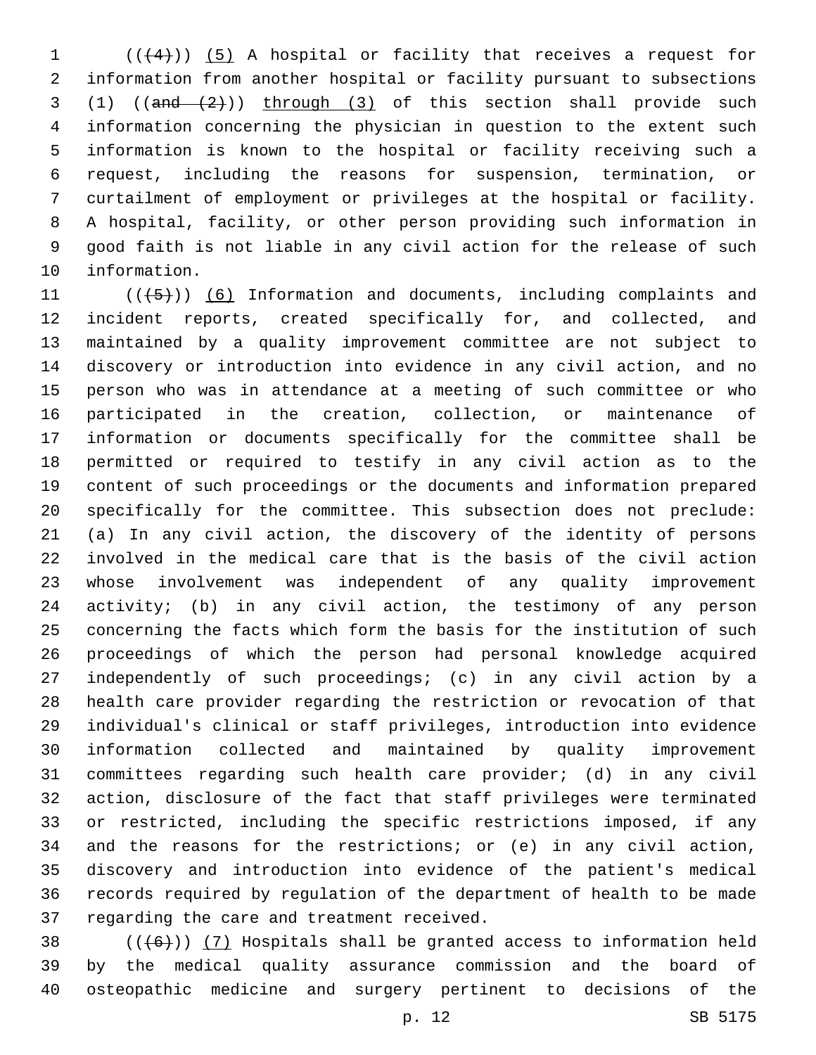((~~(4)~~)) <u>(5)</u> A hospital or facility that receives a request for information from another hospital or facility pursuant to subsections (1) ((~~and (2)~~)) <u>through (3)</u> of this section shall provide such information concerning the physician in question to the extent such information is known to the hospital or facility receiving such a request, including the reasons for suspension, termination, or curtailment of employment or privileges at the hospital or facility. A hospital, facility, or other person providing such information in good faith is not liable in any civil action for the release of such information.

((~~(5)~~)) <u>(6)</u> Information and documents, including complaints and incident reports, created specifically for, and collected, and maintained by a quality improvement committee are not subject to discovery or introduction into evidence in any civil action, and no person who was in attendance at a meeting of such committee or who participated in the creation, collection, or maintenance of information or documents specifically for the committee shall be permitted or required to testify in any civil action as to the content of such proceedings or the documents and information prepared specifically for the committee. This subsection does not preclude: (a) In any civil action, the discovery of the identity of persons involved in the medical care that is the basis of the civil action whose involvement was independent of any quality improvement activity; (b) in any civil action, the testimony of any person concerning the facts which form the basis for the institution of such proceedings of which the person had personal knowledge acquired independently of such proceedings; (c) in any civil action by a health care provider regarding the restriction or revocation of that individual's clinical or staff privileges, introduction into evidence information collected and maintained by quality improvement committees regarding such health care provider; (d) in any civil action, disclosure of the fact that staff privileges were terminated or restricted, including the specific restrictions imposed, if any and the reasons for the restrictions; or (e) in any civil action, discovery and introduction into evidence of the patient's medical records required by regulation of the department of health to be made regarding the care and treatment received.

((~~(6)~~)) <u>(7)</u> Hospitals shall be granted access to information held by the medical quality assurance commission and the board of osteopathic medicine and surgery pertinent to decisions of the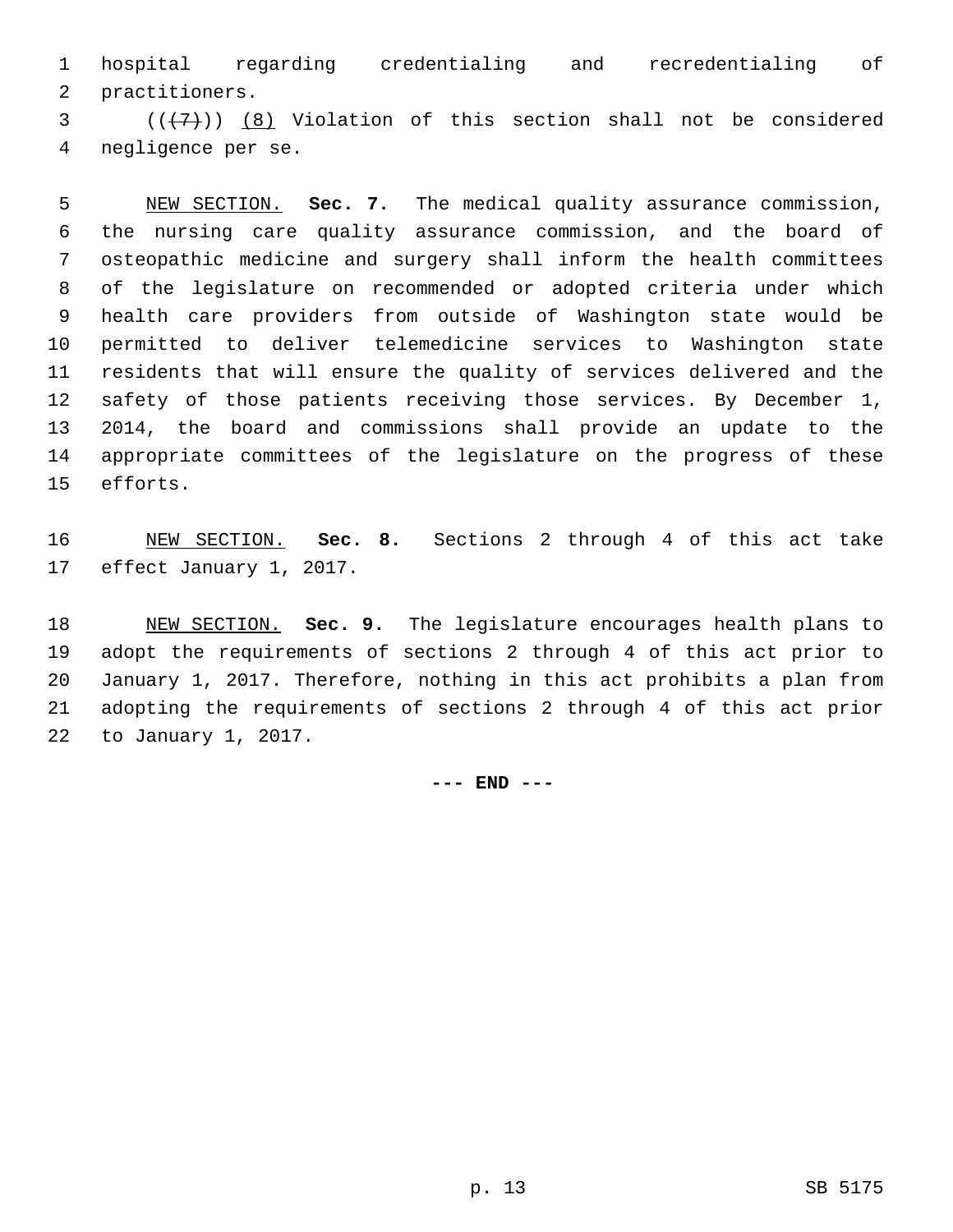hospital regarding credentialing and recredentialing of practitioners.

((~~(7)~~)) <u>(8)</u> Violation of this section shall not be considered negligence per se.

<u>NEW SECTION.</u> **Sec. 7.** The medical quality assurance commission, the nursing care quality assurance commission, and the board of osteopathic medicine and surgery shall inform the health committees of the legislature on recommended or adopted criteria under which health care providers from outside of Washington state would be permitted to deliver telemedicine services to Washington state residents that will ensure the quality of services delivered and the safety of those patients receiving those services. By December 1, 2014, the board and commissions shall provide an update to the appropriate committees of the legislature on the progress of these efforts.

<u>NEW SECTION.</u> **Sec. 8.** Sections 2 through 4 of this act take effect January 1, 2017.

<u>NEW SECTION.</u> **Sec. 9.** The legislature encourages health plans to adopt the requirements of sections 2 through 4 of this act prior to January 1, 2017. Therefore, nothing in this act prohibits a plan from adopting the requirements of sections 2 through 4 of this act prior to January 1, 2017.

**--- END ---**